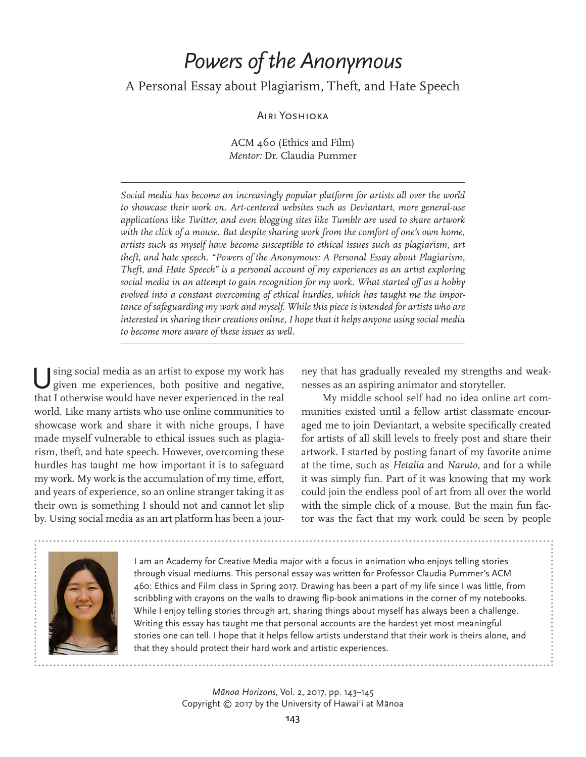# *Powers of the Anonymous*

## A Personal Essay about Plagiarism, Theft, and Hate Speech

Airi Yoshioka

ACM 460 (Ethics and Film)
*Mentor:* Dr. Claudia Pummer

*Social media has become an increasingly popular platform for artists all over the world to showcase their work on. Art-centered websites such as Deviantart, more general-use applications like Twitter, and even blogging sites like Tumblr are used to share artwork with the click of a mouse. But despite sharing work from the comfort of one's own home, artists such as myself have become susceptible to ethical issues such as plagiarism, art theft, and hate speech. "Powers of the Anonymous: A Personal Essay about Plagiarism, Theft, and Hate Speech" is a personal account of my experiences as an artist exploring social media in an attempt to gain recognition for my work. What started off as a hobby evolved into a constant overcoming of ethical hurdles, which has taught me the importance of safeguarding my work and myself. While this piece is intended for artists who are interested in sharing their creations online, I hope that it helps anyone using social media to become more aware of these issues as well.*

Using social media as an artist to expose my work has given me experiences, both positive and negative, that I otherwise would have never experienced in the real world. Like many artists who use online communities to showcase work and share it with niche groups, I have made myself vulnerable to ethical issues such as plagiarism, theft, and hate speech. However, overcoming these hurdles has taught me how important it is to safeguard my work. My work is the accumulation of my time, effort, and years of experience, so an online stranger taking it as their own is something I should not and cannot let slip by. Using social media as an art platform has been a journey that has gradually revealed my strengths and weaknesses as an aspiring animator and storyteller.

My middle school self had no idea online art communities existed until a fellow artist classmate encouraged me to join Deviantart, a website specifically created for artists of all skill levels to freely post and share their artwork. I started by posting fanart of my favorite anime at the time, such as *Hetalia* and *Naruto*, and for a while it was simply fun. Part of it was knowing that my work could join the endless pool of art from all over the world with the simple click of a mouse. But the main fun factor was the fact that my work could be seen by people

I am an Academy for Creative Media major with a focus in animation who enjoys telling stories through visual mediums. This personal essay was written for Professor Claudia Pummer's ACM 460: Ethics and Film class in Spring 2017. Drawing has been a part of my life since I was little, from scribbling with crayons on the walls to drawing flip-book animations in the corner of my notebooks. While I enjoy telling stories through art, sharing things about myself has always been a challenge. Writing this essay has taught me that personal accounts are the hardest yet most meaningful stories one can tell. I hope that it helps fellow artists understand that their work is theirs alone, and that they should protect their hard work and artistic experiences.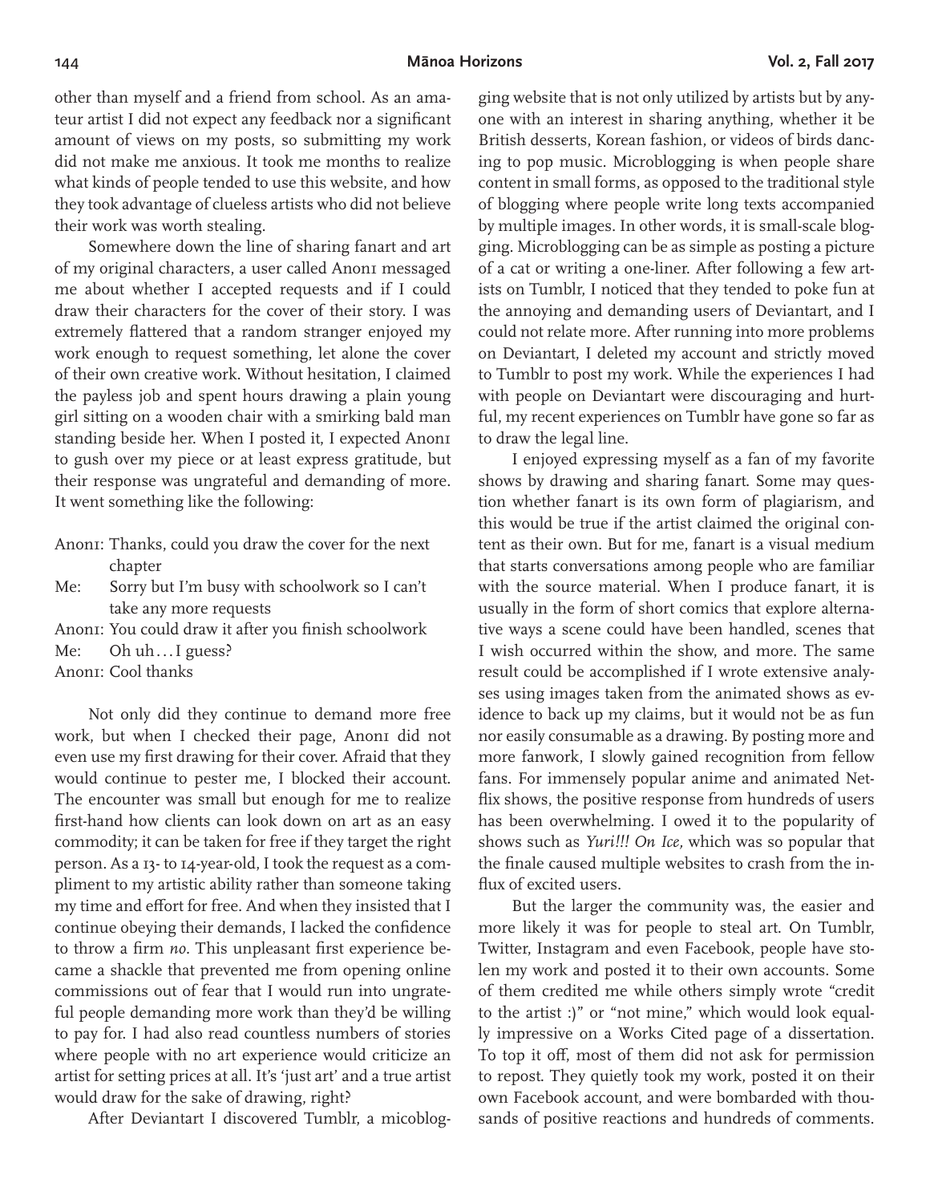other than myself and a friend from school. As an amateur artist I did not expect any feedback nor a significant amount of views on my posts, so submitting my work did not make me anxious. It took me months to realize what kinds of people tended to use this website, and how they took advantage of clueless artists who did not believe their work was worth stealing.

Somewhere down the line of sharing fanart and art of my original characters, a user called Anon1 messaged me about whether I accepted requests and if I could draw their characters for the cover of their story. I was extremely flattered that a random stranger enjoyed my work enough to request something, let alone the cover of their own creative work. Without hesitation, I claimed the payless job and spent hours drawing a plain young girl sitting on a wooden chair with a smirking bald man standing beside her. When I posted it, I expected Anon1 to gush over my piece or at least express gratitude, but their response was ungrateful and demanding of more. It went something like the following:

Anon1: Thanks, could you draw the cover for the next chapter
Me: Sorry but I'm busy with schoolwork so I can't take any more requests
Anon1: You could draw it after you finish schoolwork
Me: Oh uh…I guess?
Anon1: Cool thanks

Not only did they continue to demand more free work, but when I checked their page, Anon1 did not even use my first drawing for their cover. Afraid that they would continue to pester me, I blocked their account. The encounter was small but enough for me to realize first-hand how clients can look down on art as an easy commodity; it can be taken for free if they target the right person. As a 13- to 14-year-old, I took the request as a compliment to my artistic ability rather than someone taking my time and effort for free. And when they insisted that I continue obeying their demands, I lacked the confidence to throw a firm *no*. This unpleasant first experience became a shackle that prevented me from opening online commissions out of fear that I would run into ungrateful people demanding more work than they'd be willing to pay for. I had also read countless numbers of stories where people with no art experience would criticize an artist for setting prices at all. It's 'just art' and a true artist would draw for the sake of drawing, right?

After Deviantart I discovered Tumblr, a micoblogging website that is not only utilized by artists but by anyone with an interest in sharing anything, whether it be British desserts, Korean fashion, or videos of birds dancing to pop music. Microblogging is when people share content in small forms, as opposed to the traditional style of blogging where people write long texts accompanied by multiple images. In other words, it is small-scale blogging. Microblogging can be as simple as posting a picture of a cat or writing a one-liner. After following a few artists on Tumblr, I noticed that they tended to poke fun at the annoying and demanding users of Deviantart, and I could not relate more. After running into more problems on Deviantart, I deleted my account and strictly moved to Tumblr to post my work. While the experiences I had with people on Deviantart were discouraging and hurtful, my recent experiences on Tumblr have gone so far as to draw the legal line.

I enjoyed expressing myself as a fan of my favorite shows by drawing and sharing fanart. Some may question whether fanart is its own form of plagiarism, and this would be true if the artist claimed the original content as their own. But for me, fanart is a visual medium that starts conversations among people who are familiar with the source material. When I produce fanart, it is usually in the form of short comics that explore alternative ways a scene could have been handled, scenes that I wish occurred within the show, and more. The same result could be accomplished if I wrote extensive analyses using images taken from the animated shows as evidence to back up my claims, but it would not be as fun nor easily consumable as a drawing. By posting more and more fanwork, I slowly gained recognition from fellow fans. For immensely popular anime and animated Netflix shows, the positive response from hundreds of users has been overwhelming. I owed it to the popularity of shows such as *Yuri!!! On Ice*, which was so popular that the finale caused multiple websites to crash from the influx of excited users.

But the larger the community was, the easier and more likely it was for people to steal art. On Tumblr, Twitter, Instagram and even Facebook, people have stolen my work and posted it to their own accounts. Some of them credited me while others simply wrote "credit to the artist :)" or "not mine," which would look equally impressive on a Works Cited page of a dissertation. To top it off, most of them did not ask for permission to repost. They quietly took my work, posted it on their own Facebook account, and were bombarded with thousands of positive reactions and hundreds of comments.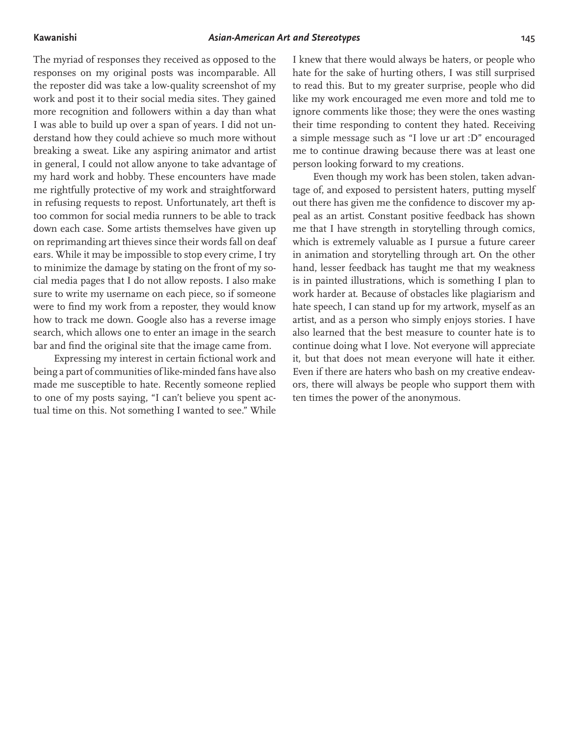The myriad of responses they received as opposed to the responses on my original posts was incomparable. All the reposter did was take a low-quality screenshot of my work and post it to their social media sites. They gained more recognition and followers within a day than what I was able to build up over a span of years. I did not understand how they could achieve so much more without breaking a sweat. Like any aspiring animator and artist in general, I could not allow anyone to take advantage of my hard work and hobby. These encounters have made me rightfully protective of my work and straightforward in refusing requests to repost. Unfortunately, art theft is too common for social media runners to be able to track down each case. Some artists themselves have given up on reprimanding art thieves since their words fall on deaf ears. While it may be impossible to stop every crime, I try to minimize the damage by stating on the front of my social media pages that I do not allow reposts. I also make sure to write my username on each piece, so if someone were to find my work from a reposter, they would know how to track me down. Google also has a reverse image search, which allows one to enter an image in the search bar and find the original site that the image came from.

Expressing my interest in certain fictional work and being a part of communities of like-minded fans have also made me susceptible to hate. Recently someone replied to one of my posts saying, "I can't believe you spent actual time on this. Not something I wanted to see." While I knew that there would always be haters, or people who hate for the sake of hurting others, I was still surprised to read this. But to my greater surprise, people who did like my work encouraged me even more and told me to ignore comments like those; they were the ones wasting their time responding to content they hated. Receiving a simple message such as "I love ur art :D" encouraged me to continue drawing because there was at least one person looking forward to my creations.

Even though my work has been stolen, taken advantage of, and exposed to persistent haters, putting myself out there has given me the confidence to discover my appeal as an artist. Constant positive feedback has shown me that I have strength in storytelling through comics, which is extremely valuable as I pursue a future career in animation and storytelling through art. On the other hand, lesser feedback has taught me that my weakness is in painted illustrations, which is something I plan to work harder at. Because of obstacles like plagiarism and hate speech, I can stand up for my artwork, myself as an artist, and as a person who simply enjoys stories. I have also learned that the best measure to counter hate is to continue doing what I love. Not everyone will appreciate it, but that does not mean everyone will hate it either. Even if there are haters who bash on my creative endeavors, there will always be people who support them with ten times the power of the anonymous.